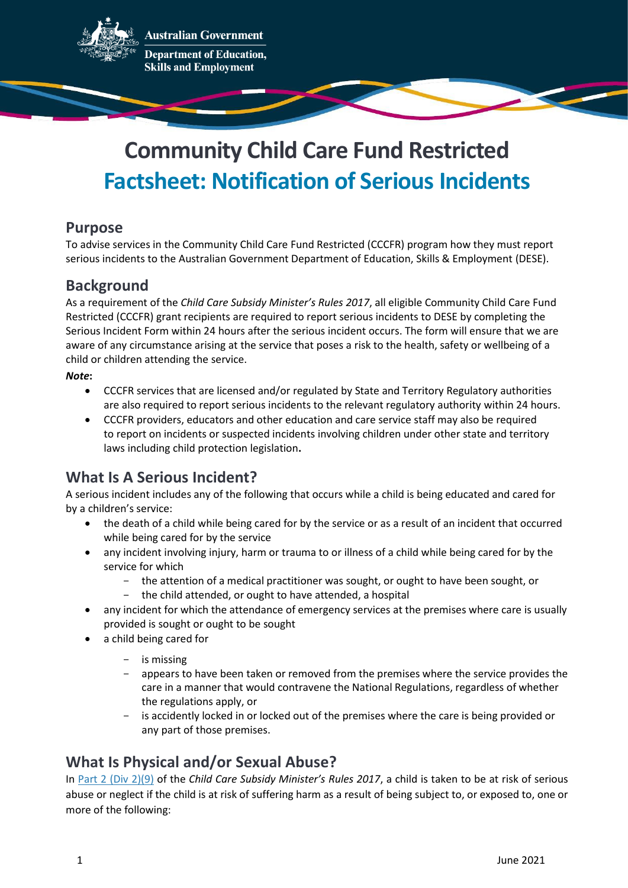Australian Government

Department of Education, Skills and Employment

# Community Child Care Fund Restricted
# Factsheet: Notification of Serious Incidents

## Purpose

To advise services in the Community Child Care Fund Restricted (CCCFR) program how they must report serious incidents to the Australian Government Department of Education, Skills & Employment (DESE).

## Background

As a requirement of the *Child Care Subsidy Minister's Rules 2017*, all eligible Community Child Care Fund Restricted (CCCFR) grant recipients are required to report serious incidents to DESE by completing the Serious Incident Form within 24 hours after the serious incident occurs. The form will ensure that we are aware of any circumstance arising at the service that poses a risk to the health, safety or wellbeing of a child or children attending the service.

***Note*:**

- CCCFR services that are licensed and/or regulated by State and Territory Regulatory authorities are also required to report serious incidents to the relevant regulatory authority within 24 hours.
- CCCFR providers, educators and other education and care service staff may also be required to report on incidents or suspected incidents involving children under other state and territory laws including child protection legislation**.**

## What Is A Serious Incident?

A serious incident includes any of the following that occurs while a child is being educated and cared for by a children's service:

- the death of a child while being cared for by the service or as a result of an incident that occurred while being cared for by the service
- any incident involving injury, harm or trauma to or illness of a child while being cared for by the service for which
  - the attention of a medical practitioner was sought, or ought to have been sought, or
  - the child attended, or ought to have attended, a hospital
- any incident for which the attendance of emergency services at the premises where care is usually provided is sought or ought to be sought
- a child being cared for
  - is missing
  - appears to have been taken or removed from the premises where the service provides the care in a manner that would contravene the National Regulations, regardless of whether the regulations apply, or
  - is accidently locked in or locked out of the premises where the care is being provided or any part of those premises.

## What Is Physical and/or Sexual Abuse?

In Part 2 (Div 2)(9) of the *Child Care Subsidy Minister's Rules 2017*, a child is taken to be at risk of serious abuse or neglect if the child is at risk of suffering harm as a result of being subject to, or exposed to, one or more of the following: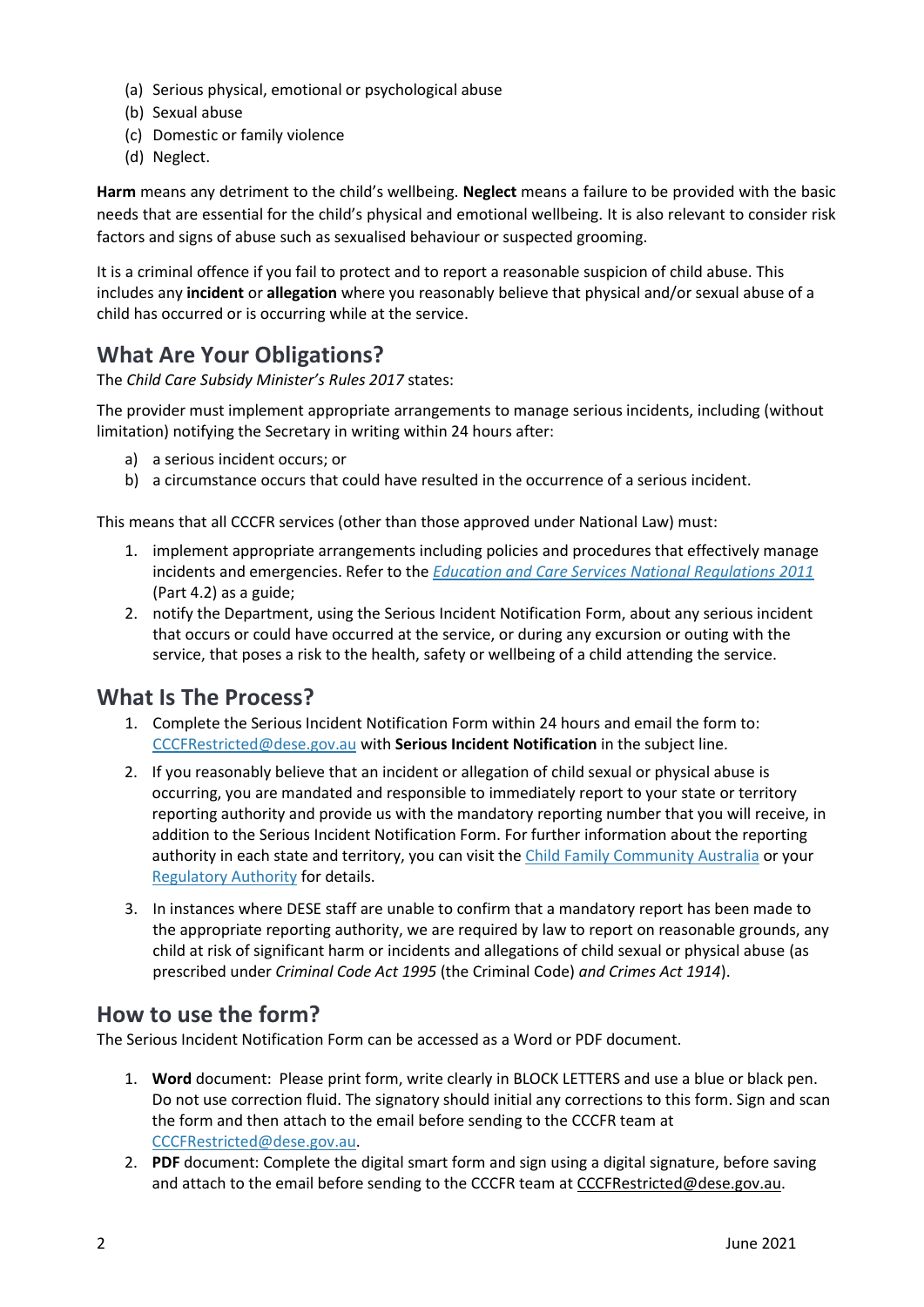(a) Serious physical, emotional or psychological abuse
(b) Sexual abuse
(c) Domestic or family violence
(d) Neglect.

**Harm** means any detriment to the child's wellbeing. **Neglect** means a failure to be provided with the basic needs that are essential for the child's physical and emotional wellbeing. It is also relevant to consider risk factors and signs of abuse such as sexualised behaviour or suspected grooming.

It is a criminal offence if you fail to protect and to report a reasonable suspicion of child abuse. This includes any **incident** or **allegation** where you reasonably believe that physical and/or sexual abuse of a child has occurred or is occurring while at the service.

## What Are Your Obligations?

The *Child Care Subsidy Minister's Rules 2017* states:

The provider must implement appropriate arrangements to manage serious incidents, including (without limitation) notifying the Secretary in writing within 24 hours after:

a) a serious incident occurs; or
b) a circumstance occurs that could have resulted in the occurrence of a serious incident.

This means that all CCCFR services (other than those approved under National Law) must:

1. implement appropriate arrangements including policies and procedures that effectively manage incidents and emergencies. Refer to the *Education and Care Services National Regulations 2011* (Part 4.2) as a guide;
2. notify the Department, using the Serious Incident Notification Form, about any serious incident that occurs or could have occurred at the service, or during any excursion or outing with the service, that poses a risk to the health, safety or wellbeing of a child attending the service.

## What Is The Process?

1. Complete the Serious Incident Notification Form within 24 hours and email the form to: CCCFRestricted@dese.gov.au with **Serious Incident Notification** in the subject line.
2. If you reasonably believe that an incident or allegation of child sexual or physical abuse is occurring, you are mandated and responsible to immediately report to your state or territory reporting authority and provide us with the mandatory reporting number that you will receive, in addition to the Serious Incident Notification Form. For further information about the reporting authority in each state and territory, you can visit the Child Family Community Australia or your Regulatory Authority for details.
3. In instances where DESE staff are unable to confirm that a mandatory report has been made to the appropriate reporting authority, we are required by law to report on reasonable grounds, any child at risk of significant harm or incidents and allegations of child sexual or physical abuse (as prescribed under *Criminal Code Act 1995* (the Criminal Code) *and Crimes Act 1914*).

## How to use the form?

The Serious Incident Notification Form can be accessed as a Word or PDF document.

1. **Word** document: Please print form, write clearly in BLOCK LETTERS and use a blue or black pen. Do not use correction fluid. The signatory should initial any corrections to this form. Sign and scan the form and then attach to the email before sending to the CCCFR team at CCCFRestricted@dese.gov.au.
2. **PDF** document: Complete the digital smart form and sign using a digital signature, before saving and attach to the email before sending to the CCCFR team at CCCFRestricted@dese.gov.au.